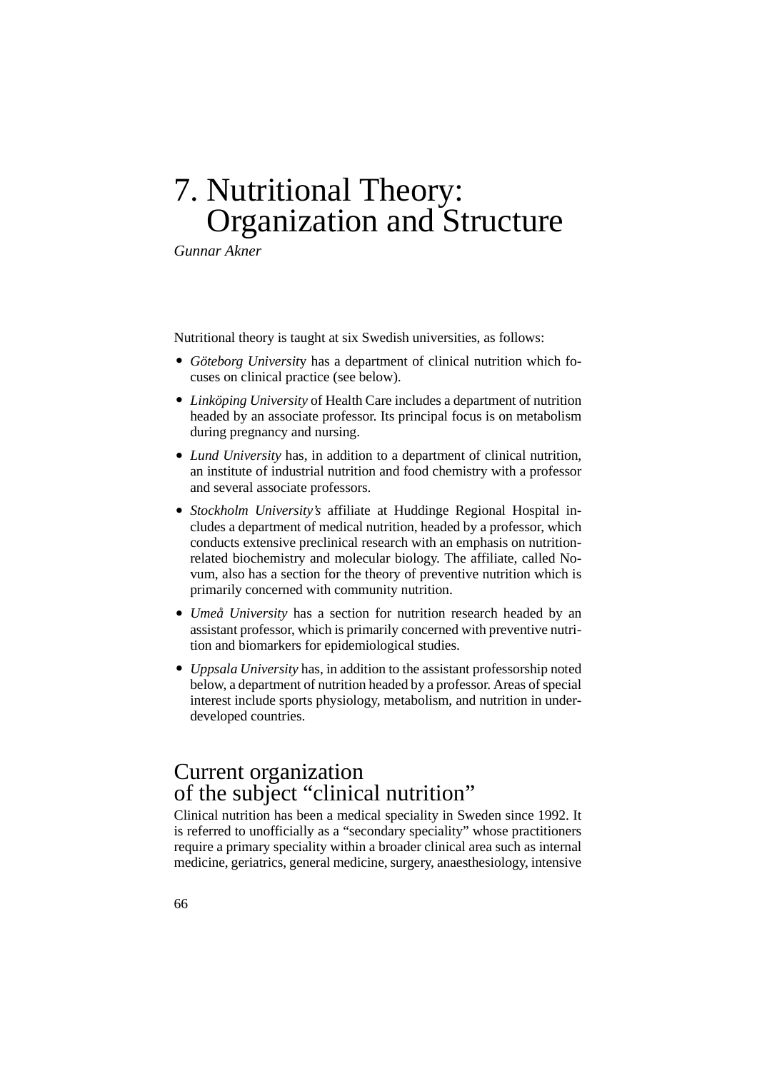# 7. Nutritional Theory: Organization and Structure

*Gunnar Akner*

Nutritional theory is taught at six Swedish universities, as follows:

- *Göteborg University* has a department of clinical nutrition which focuses on clinical practice (see below).
- *Linköping University* of Health Care includes a department of nutrition headed by an associate professor. Its principal focus is on metabolism during pregnancy and nursing.
- *Lund University* has, in addition to a department of clinical nutrition, an institute of industrial nutrition and food chemistry with a professor and several associate professors.
- *Stockholm University's* affiliate at Huddinge Regional Hospital includes a department of medical nutrition, headed by a professor, which conducts extensive preclinical research with an emphasis on nutrition-related biochemistry and molecular biology. The affiliate, called Novum, also has a section for the theory of preventive nutrition which is primarily concerned with community nutrition.
- *Umeå University* has a section for nutrition research headed by an assistant professor, which is primarily concerned with preventive nutrition and biomarkers for epidemiological studies.
- *Uppsala University* has, in addition to the assistant professorship noted below, a department of nutrition headed by a professor. Areas of special interest include sports physiology, metabolism, and nutrition in underdeveloped countries.

## Current organization of the subject "clinical nutrition"

Clinical nutrition has been a medical speciality in Sweden since 1992. It is referred to unofficially as a "secondary speciality" whose practitioners require a primary speciality within a broader clinical area such as internal medicine, geriatrics, general medicine, surgery, anaesthesiology, intensive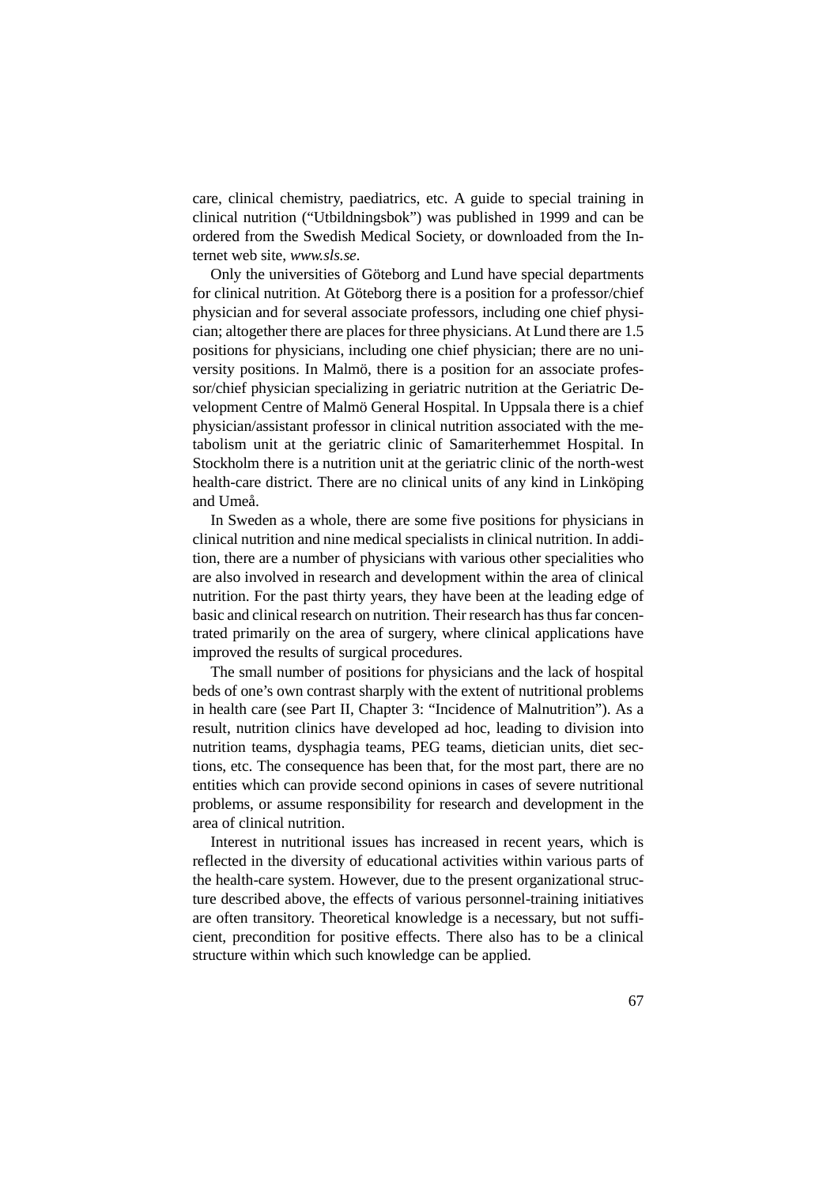care, clinical chemistry, paediatrics, etc. A guide to special training in clinical nutrition ("Utbildningsbok") was published in 1999 and can be ordered from the Swedish Medical Society, or downloaded from the Internet web site, *www.sls.se.*

Only the universities of Göteborg and Lund have special departments for clinical nutrition. At Göteborg there is a position for a professor/chief physician and for several associate professors, including one chief physician; altogether there are places for three physicians. At Lund there are 1.5 positions for physicians, including one chief physician; there are no university positions. In Malmö, there is a position for an associate professor/chief physician specializing in geriatric nutrition at the Geriatric Development Centre of Malmö General Hospital. In Uppsala there is a chief physician/assistant professor in clinical nutrition associated with the metabolism unit at the geriatric clinic of Samariterhemmet Hospital. In Stockholm there is a nutrition unit at the geriatric clinic of the north-west health-care district. There are no clinical units of any kind in Linköping and Umeå.

In Sweden as a whole, there are some five positions for physicians in clinical nutrition and nine medical specialists in clinical nutrition. In addition, there are a number of physicians with various other specialities who are also involved in research and development within the area of clinical nutrition. For the past thirty years, they have been at the leading edge of basic and clinical research on nutrition. Their research has thus far concentrated primarily on the area of surgery, where clinical applications have improved the results of surgical procedures.

The small number of positions for physicians and the lack of hospital beds of one's own contrast sharply with the extent of nutritional problems in health care (see Part II, Chapter 3: "Incidence of Malnutrition"). As a result, nutrition clinics have developed ad hoc, leading to division into nutrition teams, dysphagia teams, PEG teams, dietician units, diet sections, etc. The consequence has been that, for the most part, there are no entities which can provide second opinions in cases of severe nutritional problems, or assume responsibility for research and development in the area of clinical nutrition.

Interest in nutritional issues has increased in recent years, which is reflected in the diversity of educational activities within various parts of the health-care system. However, due to the present organizational structure described above, the effects of various personnel-training initiatives are often transitory. Theoretical knowledge is a necessary, but not sufficient, precondition for positive effects. There also has to be a clinical structure within which such knowledge can be applied.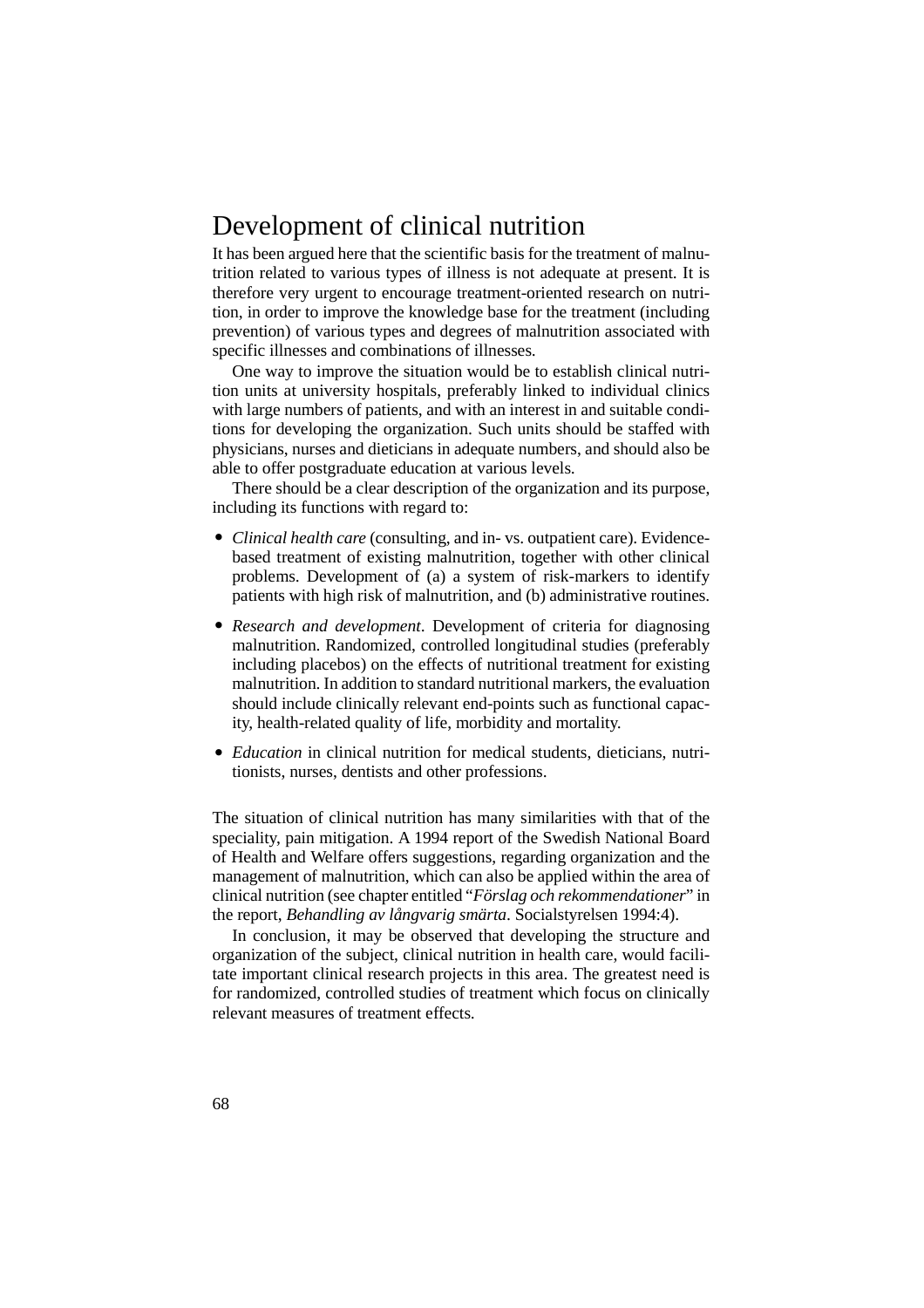# Development of clinical nutrition

It has been argued here that the scientific basis for the treatment of malnutrition related to various types of illness is not adequate at present. It is therefore very urgent to encourage treatment-oriented research on nutrition, in order to improve the knowledge base for the treatment (including prevention) of various types and degrees of malnutrition associated with specific illnesses and combinations of illnesses.

One way to improve the situation would be to establish clinical nutrition units at university hospitals, preferably linked to individual clinics with large numbers of patients, and with an interest in and suitable conditions for developing the organization. Such units should be staffed with physicians, nurses and dieticians in adequate numbers, and should also be able to offer postgraduate education at various levels.

There should be a clear description of the organization and its purpose, including its functions with regard to:

- *Clinical health care* (consulting, and in- vs. outpatient care). Evidence-based treatment of existing malnutrition, together with other clinical problems. Development of (a) a system of risk-markers to identify patients with high risk of malnutrition, and (b) administrative routines.
- *Research and development*. Development of criteria for diagnosing malnutrition. Randomized, controlled longitudinal studies (preferably including placebos) on the effects of nutritional treatment for existing malnutrition. In addition to standard nutritional markers, the evaluation should include clinically relevant end-points such as functional capacity, health-related quality of life, morbidity and mortality.
- *Education* in clinical nutrition for medical students, dieticians, nutritionists, nurses, dentists and other professions.

The situation of clinical nutrition has many similarities with that of the speciality, pain mitigation. A 1994 report of the Swedish National Board of Health and Welfare offers suggestions, regarding organization and the management of malnutrition, which can also be applied within the area of clinical nutrition (see chapter entitled "*Förslag och rekommendationer*" in the report, *Behandling av långvarig smärta*. Socialstyrelsen 1994:4).

In conclusion, it may be observed that developing the structure and organization of the subject, clinical nutrition in health care, would facilitate important clinical research projects in this area. The greatest need is for randomized, controlled studies of treatment which focus on clinically relevant measures of treatment effects.